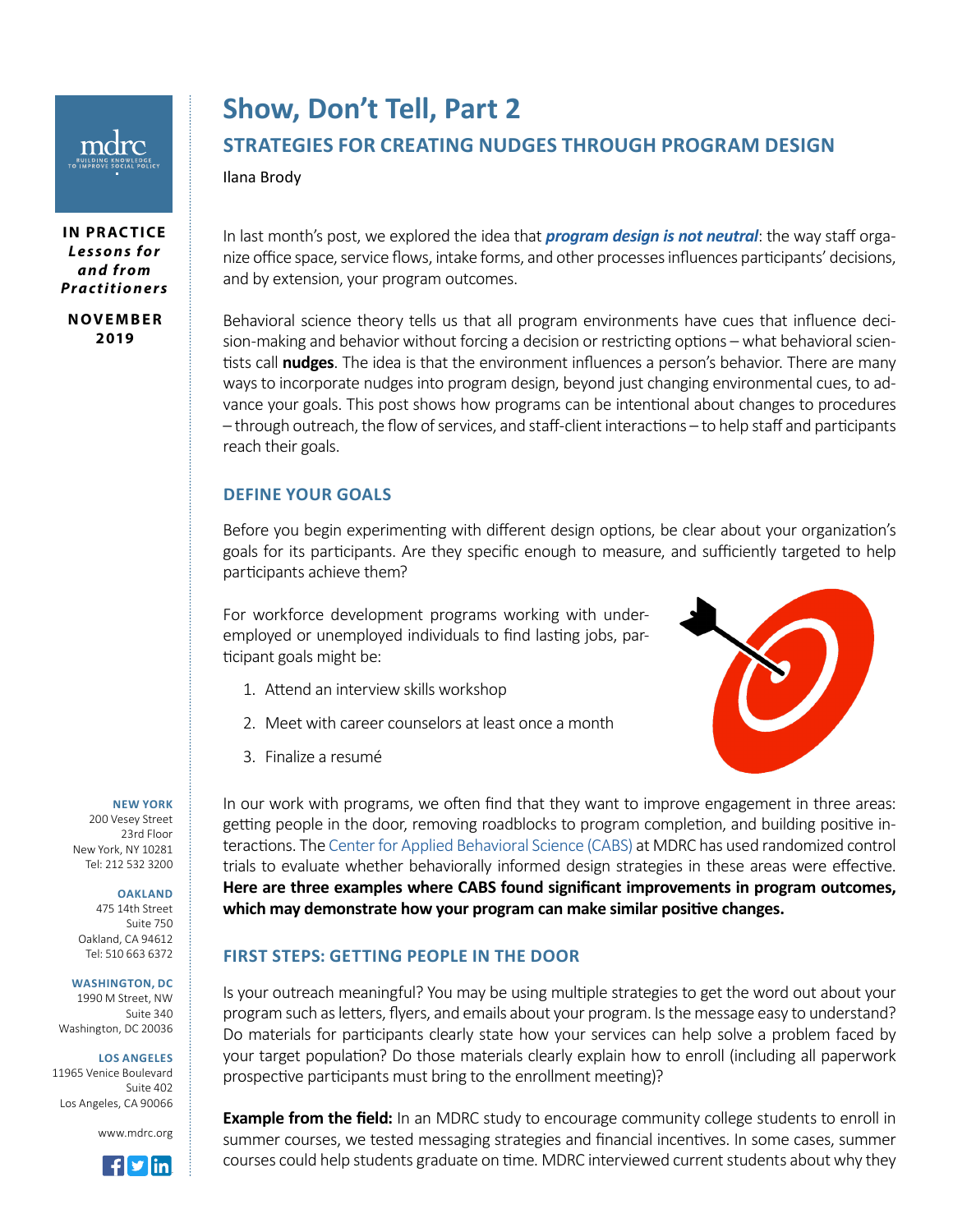# Show, Don't Tell, Part 2

## STRATEGIES FOR CREATING NUDGES THROUGH PROGRAM DESIGN

Ilana Brody

**IN PRACTICE**
***Lessons for and from Practitioners***

**NOVEMBER 2019**

In last month's post, we explored the idea that ***program design is not neutral***: the way staff organize office space, service flows, intake forms, and other processes influences participants' decisions, and by extension, your program outcomes.

Behavioral science theory tells us that all program environments have cues that influence decision-making and behavior without forcing a decision or restricting options – what behavioral scientists call **nudges**. The idea is that the environment influences a person's behavior. There are many ways to incorporate nudges into program design, beyond just changing environmental cues, to advance your goals. This post shows how programs can be intentional about changes to procedures – through outreach, the flow of services, and staff-client interactions – to help staff and participants reach their goals.

### DEFINE YOUR GOALS

Before you begin experimenting with different design options, be clear about your organization's goals for its participants. Are they specific enough to measure, and sufficiently targeted to help participants achieve them?

For workforce development programs working with underemployed or unemployed individuals to find lasting jobs, participant goals might be:

1. Attend an interview skills workshop
2. Meet with career counselors at least once a month
3. Finalize a resumé

In our work with programs, we often find that they want to improve engagement in three areas: getting people in the door, removing roadblocks to program completion, and building positive interactions. The Center for Applied Behavioral Science (CABS) at MDRC has used randomized control trials to evaluate whether behaviorally informed design strategies in these areas were effective. **Here are three examples where CABS found significant improvements in program outcomes, which may demonstrate how your program can make similar positive changes.**

### FIRST STEPS: GETTING PEOPLE IN THE DOOR

Is your outreach meaningful? You may be using multiple strategies to get the word out about your program such as letters, flyers, and emails about your program. Is the message easy to understand? Do materials for participants clearly state how your services can help solve a problem faced by your target population? Do those materials clearly explain how to enroll (including all paperwork prospective participants must bring to the enrollment meeting)?

**Example from the field:** In an MDRC study to encourage community college students to enroll in summer courses, we tested messaging strategies and financial incentives. In some cases, summer courses could help students graduate on time. MDRC interviewed current students about why they

**NEW YORK**
200 Vesey Street
23rd Floor
New York, NY 10281
Tel: 212 532 3200

**OAKLAND**
475 14th Street
Suite 750
Oakland, CA 94612
Tel: 510 663 6372

**WASHINGTON, DC**
1990 M Street, NW
Suite 340
Washington, DC 20036

**LOS ANGELES**
11965 Venice Boulevard
Suite 402
Los Angeles, CA 90066

www.mdrc.org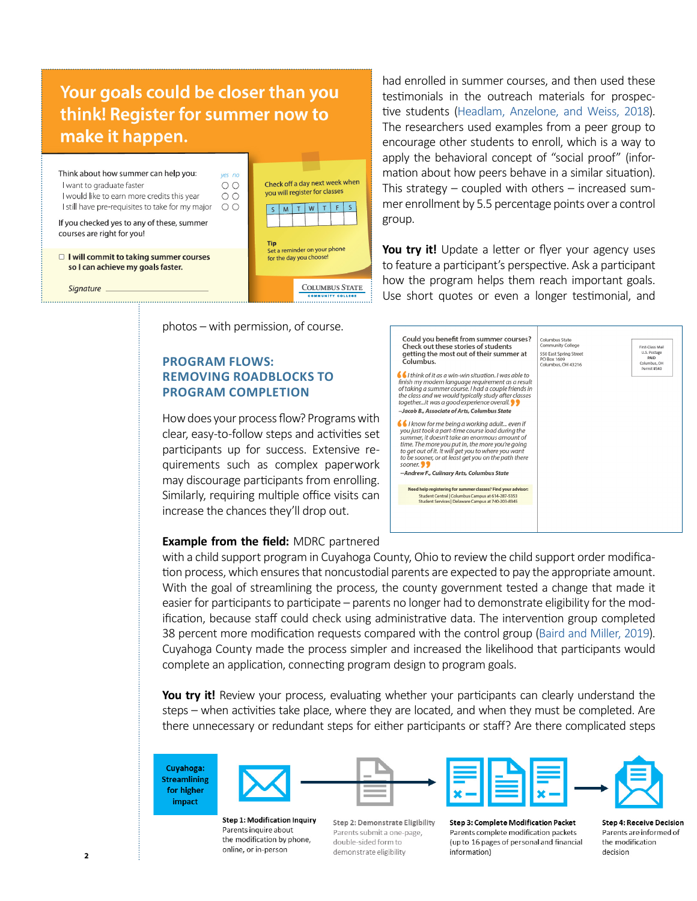**Your goals could be closer than you think! Register for summer now to make it happen.**

Think about how summer can help you: *yes no*

I want to graduate faster ○ ○

I would like to earn more credits this year ○ ○

I still have pre-requisites to take for my major ○ ○

If you checked yes to any of these, summer courses are right for you!

☐ **I will commit to taking summer courses so I can achieve my goals faster.**

Signature ___________________

Check off a day next week when you will register for classes

| S | M | T | W | T | F | S |
|---|---|---|---|---|---|---|
| | | | | | | |

**Tip**
Set a reminder on your phone for the day you choose!

COLUMBUS STATE COMMUNITY COLLEGE

had enrolled in summer courses, and then used these testimonials in the outreach materials for prospective students (Headlam, Anzelone, and Weiss, 2018). The researchers used examples from a peer group to encourage other students to enroll, which is a way to apply the behavioral concept of "social proof" (information about how peers behave in a similar situation). This strategy – coupled with others – increased summer enrollment by 5.5 percentage points over a control group.

**You try it!** Update a letter or flyer your agency uses to feature a participant's perspective. Ask a participant how the program helps them reach important goals. Use short quotes or even a longer testimonial, and photos – with permission, of course.

**Could you benefit from summer courses? Check out these stories of students getting the most out of their summer at Columbus.**

*"I think of it as a win-win situation. I was able to finish my modern language requirement as a result of taking a summer course. I had a couple friends in the class and we would typically study after classes together...it was a good experience overall."*

***–Jacob B., Associate of Arts, Columbus State***

*"I know for me being a working adult... even if you just took a part-time course load during the summer, it doesn't take an enormous amount of time. The more you put in, the more you're going to get out of it. It will get you to where you want to be sooner, or at least get you on the path there sooner."*

***–Andrew F., Culinary Arts, Columbus State***

**Need help registering for summer classes? Find your advisor:**
Student Central | Columbus Campus at 614-287-5353
Student Services | Delaware Campus at 740-203-8345

Columbus State Community College
550 East Spring Street
PO Box 1609
Columbus, OH 43216

First-Class Mail
U.S. Postage
PAID
Columbus, OH
Permit #340

## PROGRAM FLOWS: REMOVING ROADBLOCKS TO PROGRAM COMPLETION

How does your process flow? Programs with clear, easy-to-follow steps and activities set participants up for success. Extensive requirements such as complex paperwork may discourage participants from enrolling. Similarly, requiring multiple office visits can increase the chances they'll drop out.

**Example from the field:** MDRC partnered with a child support program in Cuyahoga County, Ohio to review the child support order modification process, which ensures that noncustodial parents are expected to pay the appropriate amount. With the goal of streamlining the process, the county government tested a change that made it easier for participants to participate – parents no longer had to demonstrate eligibility for the modification, because staff could check using administrative data. The intervention group completed 38 percent more modification requests compared with the control group (Baird and Miller, 2019). Cuyahoga County made the process simpler and increased the likelihood that participants would complete an application, connecting program design to program goals.

**You try it!** Review your process, evaluating whether your participants can clearly understand the steps – when activities take place, where they are located, and when they must be completed. Are there unnecessary or redundant steps for either participants or staff? Are there complicated steps

**Cuyahoga: Streamlining for higher impact**

**Step 1: Modification Inquiry**
Parents inquire about the modification by phone, online, or in-person

**Step 2: Demonstrate Eligiblity**
Parents submit a one-page, double-sided form to demonstrate eligibility

**Step 3: Complete Modification Packet**
Parents complete modification packets (up to 16 pages of personal and financial information)

**Step 4: Receive Decision**
Parents are informed of the modification decision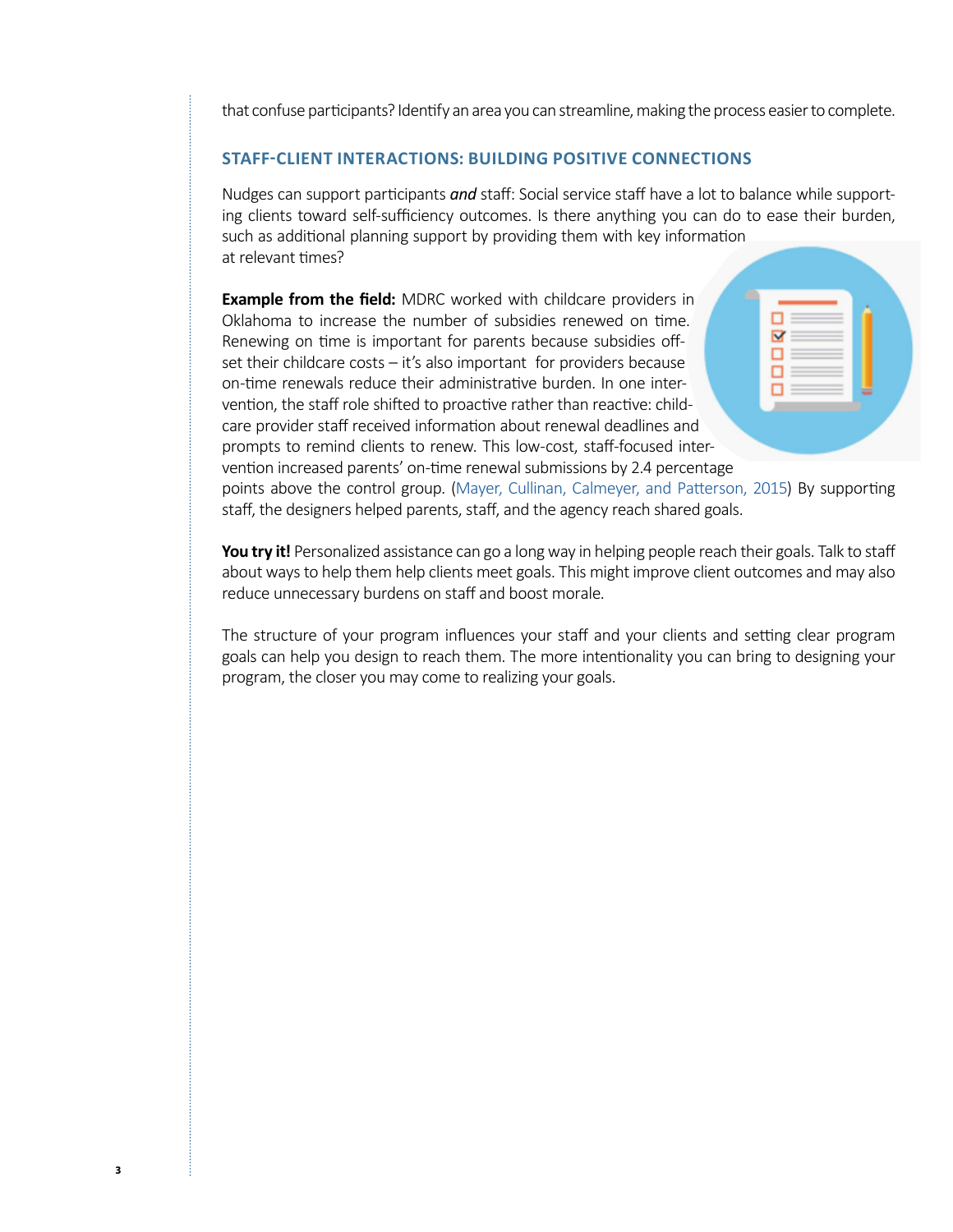that confuse participants? Identify an area you can streamline, making the process easier to complete.

## STAFF-CLIENT INTERACTIONS: BUILDING POSITIVE CONNECTIONS

Nudges can support participants ***and*** staff: Social service staff have a lot to balance while supporting clients toward self-sufficiency outcomes. Is there anything you can do to ease their burden, such as additional planning support by providing them with key information at relevant times?

**Example from the field:** MDRC worked with childcare providers in Oklahoma to increase the number of subsidies renewed on time. Renewing on time is important for parents because subsidies offset their childcare costs – it's also important for providers because on-time renewals reduce their administrative burden. In one intervention, the staff role shifted to proactive rather than reactive: childcare provider staff received information about renewal deadlines and prompts to remind clients to renew. This low-cost, staff-focused intervention increased parents' on-time renewal submissions by 2.4 percentage points above the control group. (Mayer, Cullinan, Calmeyer, and Patterson, 2015) By supporting staff, the designers helped parents, staff, and the agency reach shared goals.

**You try it!** Personalized assistance can go a long way in helping people reach their goals. Talk to staff about ways to help them help clients meet goals. This might improve client outcomes and may also reduce unnecessary burdens on staff and boost morale.

The structure of your program influences your staff and your clients and setting clear program goals can help you design to reach them. The more intentionality you can bring to designing your program, the closer you may come to realizing your goals.